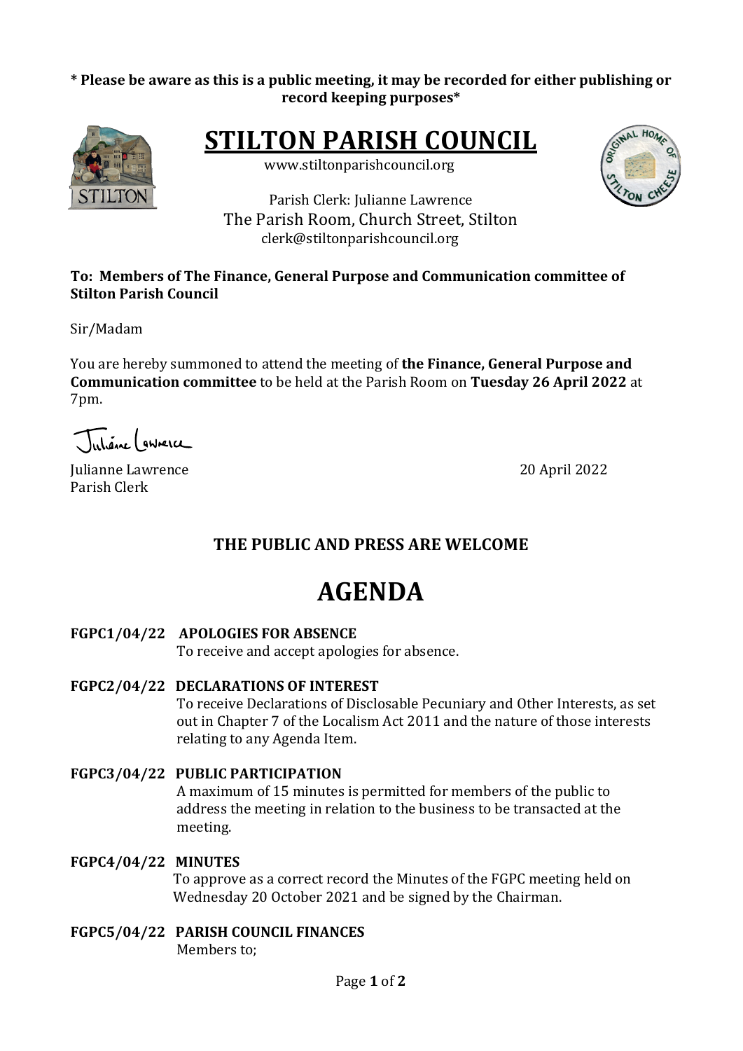**\* Please be aware as this is a public meeting, it may be recorded for either publishing or record keeping purposes\***

# STILTON PARISH COUNCIL

www.stiltonparishcouncil.org

Parish Clerk: Julianne Lawrence
The Parish Room, Church Street, Stilton
clerk@stiltonparishcouncil.org

**To: Members of The Finance, General Purpose and Communication committee of Stilton Parish Council**

Sir/Madam

You are hereby summoned to attend the meeting of **the Finance, General Purpose and Communication committee** to be held at the Parish Room on **Tuesday 26 April 2022** at 7pm.

Julianne Lawrence
Parish Clerk

20 April 2022

## THE PUBLIC AND PRESS ARE WELCOME

# AGENDA

**FGPC1/04/22 APOLOGIES FOR ABSENCE**
To receive and accept apologies for absence.

**FGPC2/04/22 DECLARATIONS OF INTEREST**
To receive Declarations of Disclosable Pecuniary and Other Interests, as set out in Chapter 7 of the Localism Act 2011 and the nature of those interests relating to any Agenda Item.

**FGPC3/04/22 PUBLIC PARTICIPATION**
A maximum of 15 minutes is permitted for members of the public to address the meeting in relation to the business to be transacted at the meeting.

**FGPC4/04/22 MINUTES**
To approve as a correct record the Minutes of the FGPC meeting held on Wednesday 20 October 2021 and be signed by the Chairman.

**FGPC5/04/22 PARISH COUNCIL FINANCES**
Members to;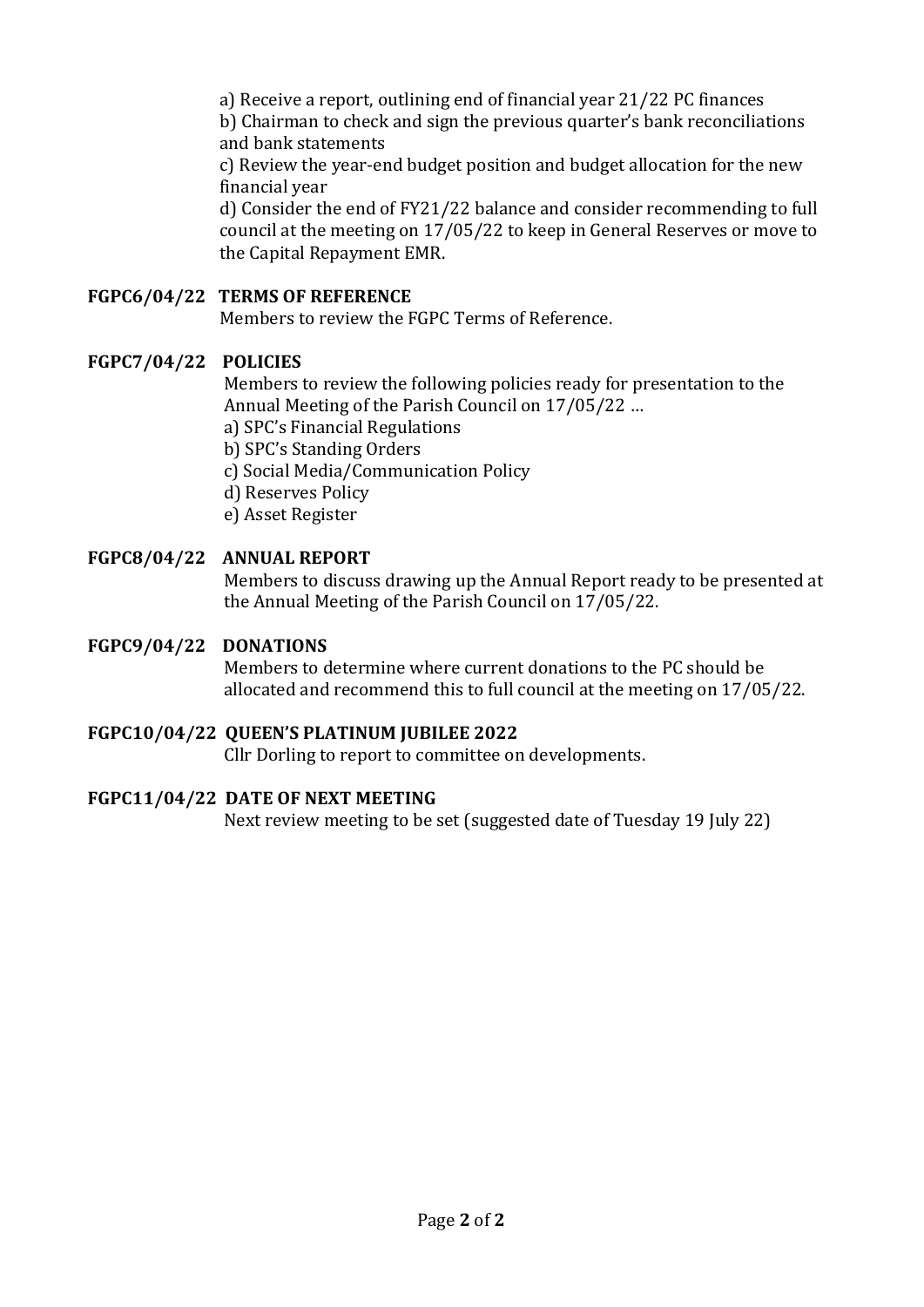a) Receive a report, outlining end of financial year 21/22 PC finances

b) Chairman to check and sign the previous quarter's bank reconciliations and bank statements

c) Review the year-end budget position and budget allocation for the new financial year

d) Consider the end of FY21/22 balance and consider recommending to full council at the meeting on 17/05/22 to keep in General Reserves or move to the Capital Repayment EMR.

**FGPC6/04/22 TERMS OF REFERENCE**

Members to review the FGPC Terms of Reference.

**FGPC7/04/22 POLICIES**

Members to review the following policies ready for presentation to the Annual Meeting of the Parish Council on 17/05/22 …

a) SPC's Financial Regulations

b) SPC's Standing Orders

c) Social Media/Communication Policy

d) Reserves Policy

e) Asset Register

**FGPC8/04/22 ANNUAL REPORT**

Members to discuss drawing up the Annual Report ready to be presented at the Annual Meeting of the Parish Council on 17/05/22.

**FGPC9/04/22 DONATIONS**

Members to determine where current donations to the PC should be allocated and recommend this to full council at the meeting on 17/05/22.

**FGPC10/04/22 QUEEN'S PLATINUM JUBILEE 2022**

Cllr Dorling to report to committee on developments.

**FGPC11/04/22 DATE OF NEXT MEETING**

Next review meeting to be set (suggested date of Tuesday 19 July 22)